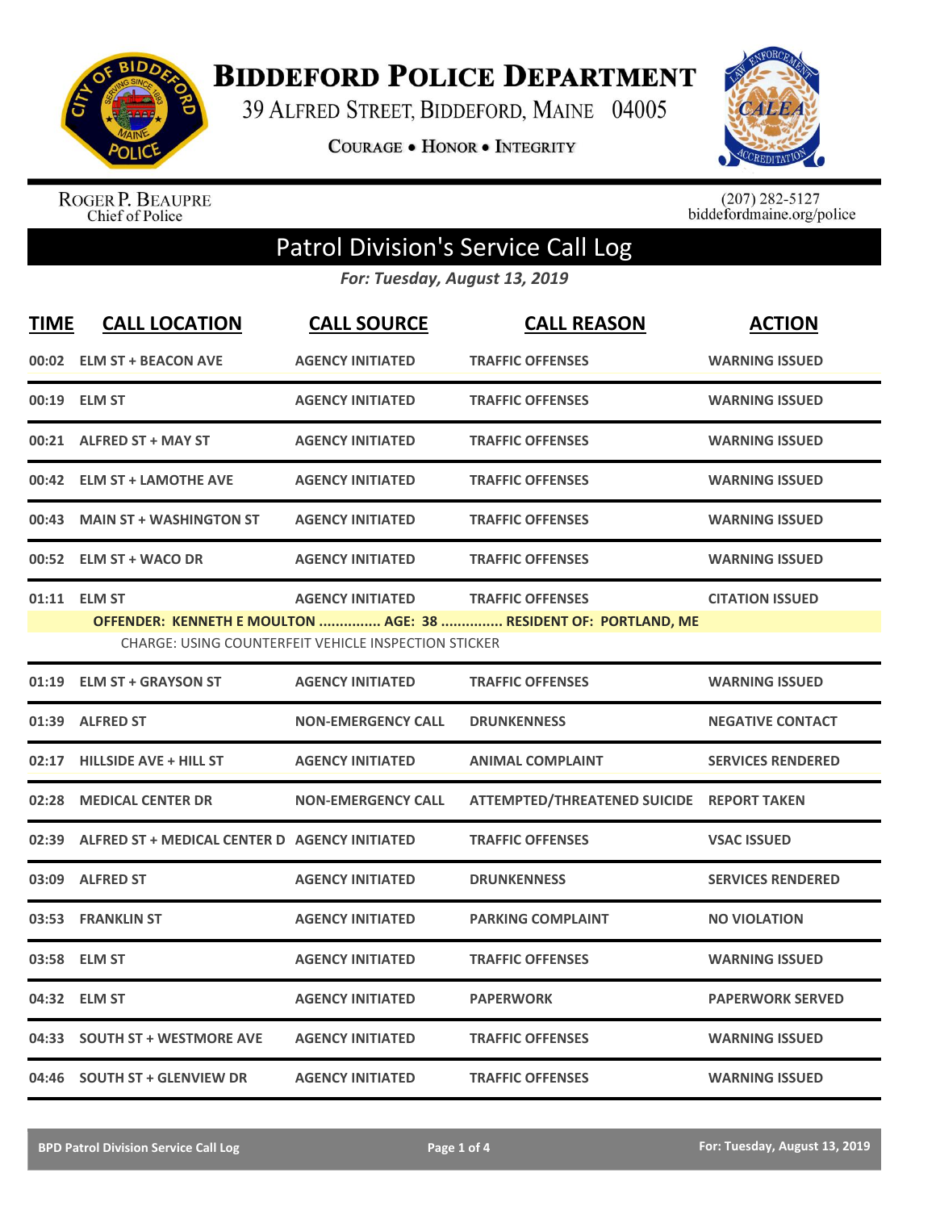# Biddeford Police Department

39 Alfred Street, Biddeford, Maine 04005

Courage • Honor • Integrity

Roger P. Beaupre
Chief of Police

(207) 282-5127
biddefordmaine.org/police

## Patrol Division's Service Call Log

*For: Tuesday, August 13, 2019*

| TIME | CALL LOCATION | CALL SOURCE | CALL REASON | ACTION |
|---|---|---|---|---|
| 00:02 | ELM ST + BEACON AVE | AGENCY INITIATED | TRAFFIC OFFENSES | WARNING ISSUED |
| 00:19 | ELM ST | AGENCY INITIATED | TRAFFIC OFFENSES | WARNING ISSUED |
| 00:21 | ALFRED ST + MAY ST | AGENCY INITIATED | TRAFFIC OFFENSES | WARNING ISSUED |
| 00:42 | ELM ST + LAMOTHE AVE | AGENCY INITIATED | TRAFFIC OFFENSES | WARNING ISSUED |
| 00:43 | MAIN ST + WASHINGTON ST | AGENCY INITIATED | TRAFFIC OFFENSES | WARNING ISSUED |
| 00:52 | ELM ST + WACO DR | AGENCY INITIATED | TRAFFIC OFFENSES | WARNING ISSUED |
| 01:11 | ELM ST | AGENCY INITIATED | TRAFFIC OFFENSES | CITATION ISSUED |
| | OFFENDER: KENNETH E MOULTON .............. AGE: 38 ............... RESIDENT OF: PORTLAND, ME<br>CHARGE: USING COUNTERFEIT VEHICLE INSPECTION STICKER | | | |
| 01:19 | ELM ST + GRAYSON ST | AGENCY INITIATED | TRAFFIC OFFENSES | WARNING ISSUED |
| 01:39 | ALFRED ST | NON-EMERGENCY CALL | DRUNKENNESS | NEGATIVE CONTACT |
| 02:17 | HILLSIDE AVE + HILL ST | AGENCY INITIATED | ANIMAL COMPLAINT | SERVICES RENDERED |
| 02:28 | MEDICAL CENTER DR | NON-EMERGENCY CALL | ATTEMPTED/THREATENED SUICIDE | REPORT TAKEN |
| 02:39 | ALFRED ST + MEDICAL CENTER D | AGENCY INITIATED | TRAFFIC OFFENSES | VSAC ISSUED |
| 03:09 | ALFRED ST | AGENCY INITIATED | DRUNKENNESS | SERVICES RENDERED |
| 03:53 | FRANKLIN ST | AGENCY INITIATED | PARKING COMPLAINT | NO VIOLATION |
| 03:58 | ELM ST | AGENCY INITIATED | TRAFFIC OFFENSES | WARNING ISSUED |
| 04:32 | ELM ST | AGENCY INITIATED | PAPERWORK | PAPERWORK SERVED |
| 04:33 | SOUTH ST + WESTMORE AVE | AGENCY INITIATED | TRAFFIC OFFENSES | WARNING ISSUED |
| 04:46 | SOUTH ST + GLENVIEW DR | AGENCY INITIATED | TRAFFIC OFFENSES | WARNING ISSUED |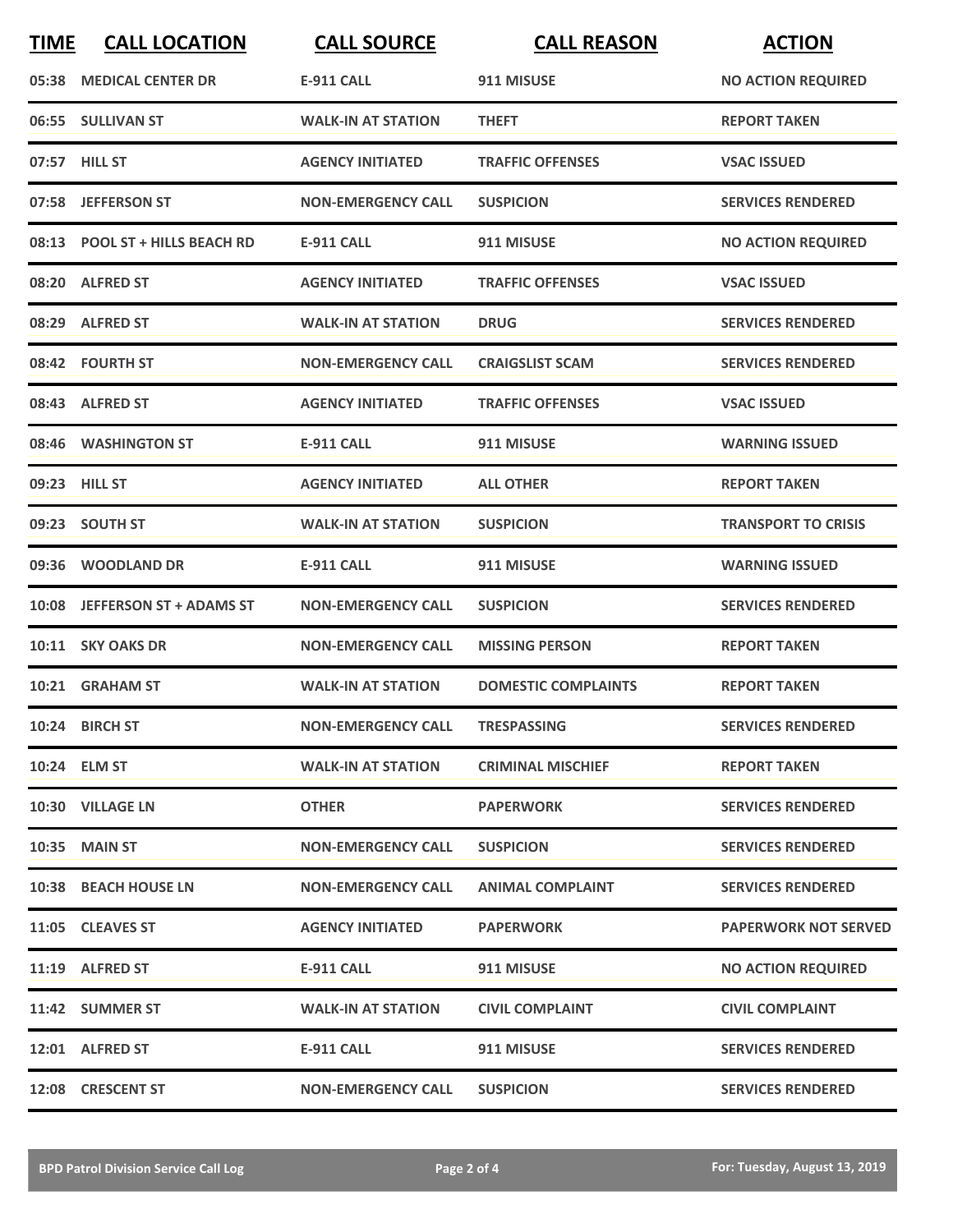| TIME | CALL LOCATION | CALL SOURCE | CALL REASON | ACTION |
|---|---|---|---|---|
| 05:38 | MEDICAL CENTER DR | E-911 CALL | 911 MISUSE | NO ACTION REQUIRED |
| 06:55 | SULLIVAN ST | WALK-IN AT STATION | THEFT | REPORT TAKEN |
| 07:57 | HILL ST | AGENCY INITIATED | TRAFFIC OFFENSES | VSAC ISSUED |
| 07:58 | JEFFERSON ST | NON-EMERGENCY CALL | SUSPICION | SERVICES RENDERED |
| 08:13 | POOL ST + HILLS BEACH RD | E-911 CALL | 911 MISUSE | NO ACTION REQUIRED |
| 08:20 | ALFRED ST | AGENCY INITIATED | TRAFFIC OFFENSES | VSAC ISSUED |
| 08:29 | ALFRED ST | WALK-IN AT STATION | DRUG | SERVICES RENDERED |
| 08:42 | FOURTH ST | NON-EMERGENCY CALL | CRAIGSLIST SCAM | SERVICES RENDERED |
| 08:43 | ALFRED ST | AGENCY INITIATED | TRAFFIC OFFENSES | VSAC ISSUED |
| 08:46 | WASHINGTON ST | E-911 CALL | 911 MISUSE | WARNING ISSUED |
| 09:23 | HILL ST | AGENCY INITIATED | ALL OTHER | REPORT TAKEN |
| 09:23 | SOUTH ST | WALK-IN AT STATION | SUSPICION | TRANSPORT TO CRISIS |
| 09:36 | WOODLAND DR | E-911 CALL | 911 MISUSE | WARNING ISSUED |
| 10:08 | JEFFERSON ST + ADAMS ST | NON-EMERGENCY CALL | SUSPICION | SERVICES RENDERED |
| 10:11 | SKY OAKS DR | NON-EMERGENCY CALL | MISSING PERSON | REPORT TAKEN |
| 10:21 | GRAHAM ST | WALK-IN AT STATION | DOMESTIC COMPLAINTS | REPORT TAKEN |
| 10:24 | BIRCH ST | NON-EMERGENCY CALL | TRESPASSING | SERVICES RENDERED |
| 10:24 | ELM ST | WALK-IN AT STATION | CRIMINAL MISCHIEF | REPORT TAKEN |
| 10:30 | VILLAGE LN | OTHER | PAPERWORK | SERVICES RENDERED |
| 10:35 | MAIN ST | NON-EMERGENCY CALL | SUSPICION | SERVICES RENDERED |
| 10:38 | BEACH HOUSE LN | NON-EMERGENCY CALL | ANIMAL COMPLAINT | SERVICES RENDERED |
| 11:05 | CLEAVES ST | AGENCY INITIATED | PAPERWORK | PAPERWORK NOT SERVED |
| 11:19 | ALFRED ST | E-911 CALL | 911 MISUSE | NO ACTION REQUIRED |
| 11:42 | SUMMER ST | WALK-IN AT STATION | CIVIL COMPLAINT | CIVIL COMPLAINT |
| 12:01 | ALFRED ST | E-911 CALL | 911 MISUSE | SERVICES RENDERED |
| 12:08 | CRESCENT ST | NON-EMERGENCY CALL | SUSPICION | SERVICES RENDERED |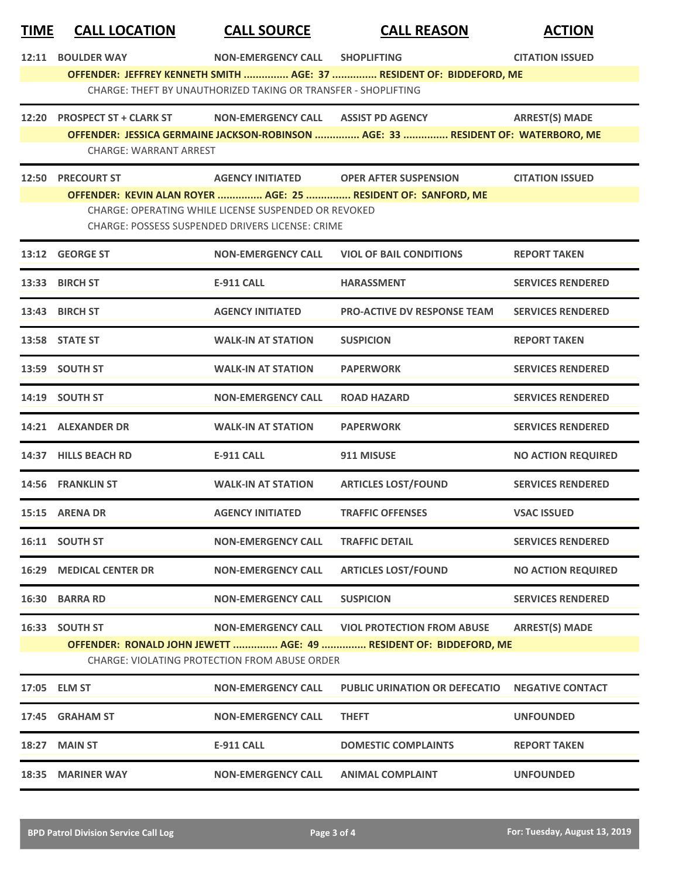| TIME | CALL LOCATION | CALL SOURCE | CALL REASON | ACTION |
|---|---|---|---|---|
| 12:11 | BOULDER WAY | NON-EMERGENCY CALL | SHOPLIFTING | CITATION ISSUED |
| | OFFENDER: JEFFREY KENNETH SMITH ............... AGE: 37 ............... RESIDENT OF: BIDDEFORD, ME | | | |
| | CHARGE: THEFT BY UNAUTHORIZED TAKING OR TRANSFER - SHOPLIFTING | | | |
| 12:20 | PROSPECT ST + CLARK ST | NON-EMERGENCY CALL | ASSIST PD AGENCY | ARREST(S) MADE |
| | OFFENDER: JESSICA GERMAINE JACKSON-ROBINSON ............... AGE: 33 ............... RESIDENT OF: WATERBORO, ME | | | |
| | CHARGE: WARRANT ARREST | | | |
| 12:50 | PRECOURT ST | AGENCY INITIATED | OPER AFTER SUSPENSION | CITATION ISSUED |
| | OFFENDER: KEVIN ALAN ROYER ............... AGE: 25 ............... RESIDENT OF: SANFORD, ME | | | |
| | CHARGE: OPERATING WHILE LICENSE SUSPENDED OR REVOKED | | | |
| | CHARGE: POSSESS SUSPENDED DRIVERS LICENSE: CRIME | | | |
| 13:12 | GEORGE ST | NON-EMERGENCY CALL | VIOL OF BAIL CONDITIONS | REPORT TAKEN |
| 13:33 | BIRCH ST | E-911 CALL | HARASSMENT | SERVICES RENDERED |
| 13:43 | BIRCH ST | AGENCY INITIATED | PRO-ACTIVE DV RESPONSE TEAM | SERVICES RENDERED |
| 13:58 | STATE ST | WALK-IN AT STATION | SUSPICION | REPORT TAKEN |
| 13:59 | SOUTH ST | WALK-IN AT STATION | PAPERWORK | SERVICES RENDERED |
| 14:19 | SOUTH ST | NON-EMERGENCY CALL | ROAD HAZARD | SERVICES RENDERED |
| 14:21 | ALEXANDER DR | WALK-IN AT STATION | PAPERWORK | SERVICES RENDERED |
| 14:37 | HILLS BEACH RD | E-911 CALL | 911 MISUSE | NO ACTION REQUIRED |
| 14:56 | FRANKLIN ST | WALK-IN AT STATION | ARTICLES LOST/FOUND | SERVICES RENDERED |
| 15:15 | ARENA DR | AGENCY INITIATED | TRAFFIC OFFENSES | VSAC ISSUED |
| 16:11 | SOUTH ST | NON-EMERGENCY CALL | TRAFFIC DETAIL | SERVICES RENDERED |
| 16:29 | MEDICAL CENTER DR | NON-EMERGENCY CALL | ARTICLES LOST/FOUND | NO ACTION REQUIRED |
| 16:30 | BARRA RD | NON-EMERGENCY CALL | SUSPICION | SERVICES RENDERED |
| 16:33 | SOUTH ST | NON-EMERGENCY CALL | VIOL PROTECTION FROM ABUSE | ARREST(S) MADE |
| | OFFENDER: RONALD JOHN JEWETT ............... AGE: 49 ............... RESIDENT OF: BIDDEFORD, ME | | | |
| | CHARGE: VIOLATING PROTECTION FROM ABUSE ORDER | | | |
| 17:05 | ELM ST | NON-EMERGENCY CALL | PUBLIC URINATION OR DEFECATIO | NEGATIVE CONTACT |
| 17:45 | GRAHAM ST | NON-EMERGENCY CALL | THEFT | UNFOUNDED |
| 18:27 | MAIN ST | E-911 CALL | DOMESTIC COMPLAINTS | REPORT TAKEN |
| 18:35 | MARINER WAY | NON-EMERGENCY CALL | ANIMAL COMPLAINT | UNFOUNDED |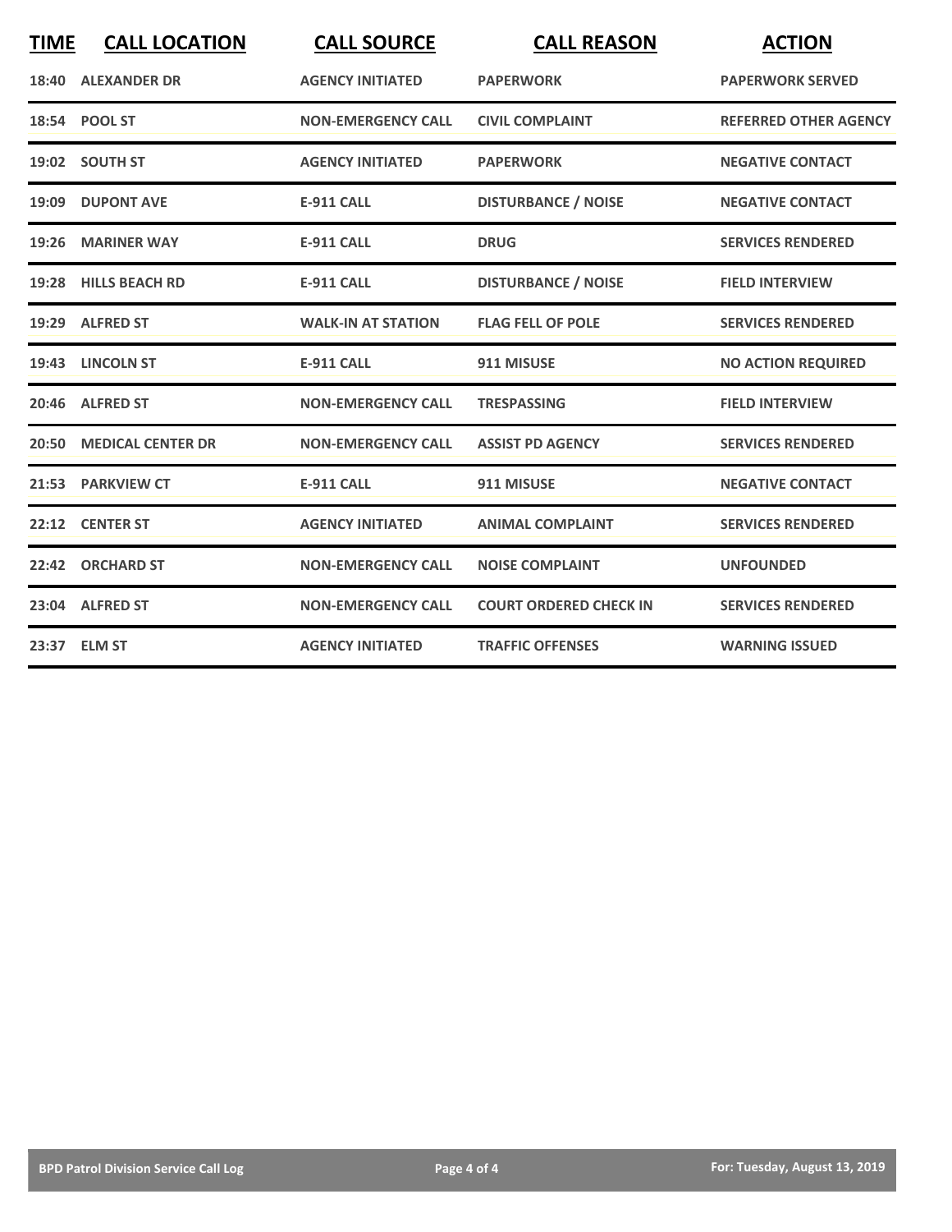| TIME | CALL LOCATION | CALL SOURCE | CALL REASON | ACTION |
|---|---|---|---|---|
| 18:40 | ALEXANDER DR | AGENCY INITIATED | PAPERWORK | PAPERWORK SERVED |
| 18:54 | POOL ST | NON-EMERGENCY CALL | CIVIL COMPLAINT | REFERRED OTHER AGENCY |
| 19:02 | SOUTH ST | AGENCY INITIATED | PAPERWORK | NEGATIVE CONTACT |
| 19:09 | DUPONT AVE | E-911 CALL | DISTURBANCE / NOISE | NEGATIVE CONTACT |
| 19:26 | MARINER WAY | E-911 CALL | DRUG | SERVICES RENDERED |
| 19:28 | HILLS BEACH RD | E-911 CALL | DISTURBANCE / NOISE | FIELD INTERVIEW |
| 19:29 | ALFRED ST | WALK-IN AT STATION | FLAG FELL OF POLE | SERVICES RENDERED |
| 19:43 | LINCOLN ST | E-911 CALL | 911 MISUSE | NO ACTION REQUIRED |
| 20:46 | ALFRED ST | NON-EMERGENCY CALL | TRESPASSING | FIELD INTERVIEW |
| 20:50 | MEDICAL CENTER DR | NON-EMERGENCY CALL | ASSIST PD AGENCY | SERVICES RENDERED |
| 21:53 | PARKVIEW CT | E-911 CALL | 911 MISUSE | NEGATIVE CONTACT |
| 22:12 | CENTER ST | AGENCY INITIATED | ANIMAL COMPLAINT | SERVICES RENDERED |
| 22:42 | ORCHARD ST | NON-EMERGENCY CALL | NOISE COMPLAINT | UNFOUNDED |
| 23:04 | ALFRED ST | NON-EMERGENCY CALL | COURT ORDERED CHECK IN | SERVICES RENDERED |
| 23:37 | ELM ST | AGENCY INITIATED | TRAFFIC OFFENSES | WARNING ISSUED |